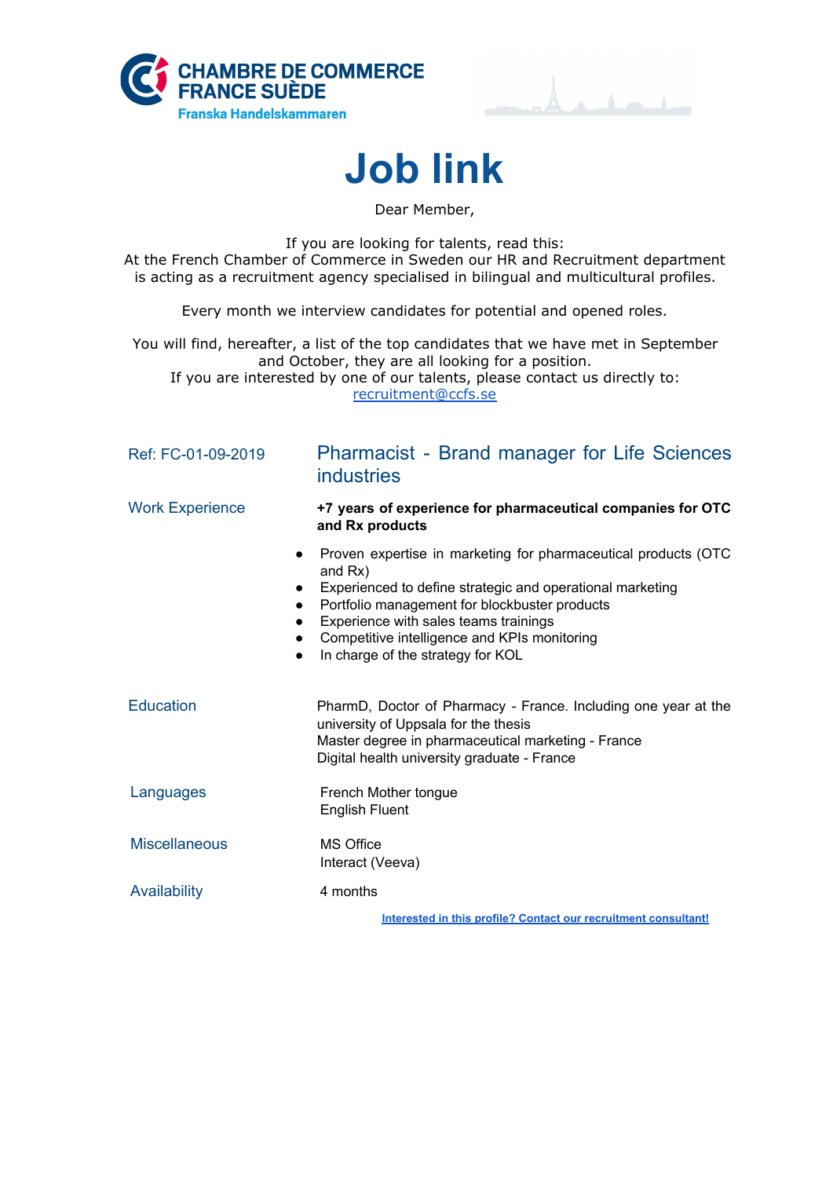CHAMBRE DE COMMERCE FRANCE SUÈDE
Franska Handelskammaren

# Job link

Dear Member,

If you are looking for talents, read this:
At the French Chamber of Commerce in Sweden our HR and Recruitment department is acting as a recruitment agency specialised in bilingual and multicultural profiles.

Every month we interview candidates for potential and opened roles.

You will find, hereafter, a list of the top candidates that we have met in September and October, they are all looking for a position.
If you are interested by one of our talents, please contact us directly to:
recruitment@ccfs.se

Ref: FC-01-09-2019

## Pharmacist - Brand manager for Life Sciences industries

**Work Experience**

**+7 years of experience for pharmaceutical companies for OTC and Rx products**

- Proven expertise in marketing for pharmaceutical products (OTC and Rx)
- Experienced to define strategic and operational marketing
- Portfolio management for blockbuster products
- Experience with sales teams trainings
- Competitive intelligence and KPIs monitoring
- In charge of the strategy for KOL

**Education**

PharmD, Doctor of Pharmacy - France. Including one year at the university of Uppsala for the thesis
Master degree in pharmaceutical marketing - France
Digital health university graduate - France

**Languages**

French Mother tongue
English Fluent

**Miscellaneous**

MS Office
Interact (Veeva)

**Availability**

4 months

Interested in this profile? Contact our recruitment consultant!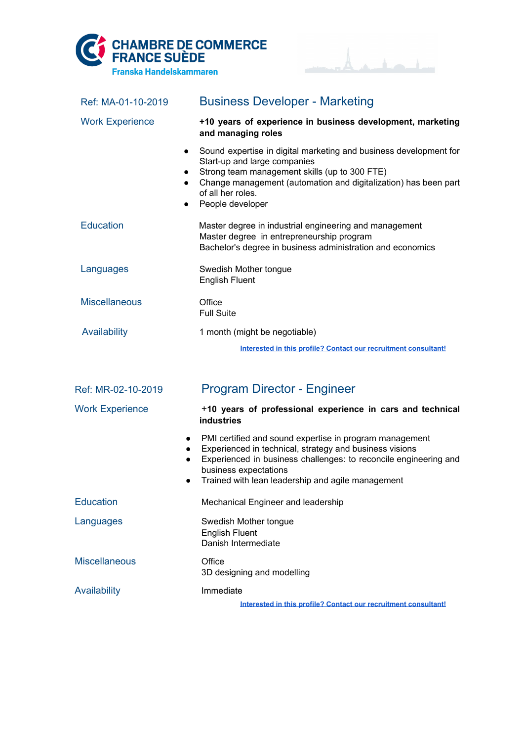**CHAMBRE DE COMMERCE FRANCE SUÈDE**
**Franska Handelskammaren**

Ref: MA-01-10-2019

## Business Developer - Marketing

**Work Experience**

**+10 years of experience in business development, marketing and managing roles**

- Sound expertise in digital marketing and business development for Start-up and large companies
- Strong team management skills (up to 300 FTE)
- Change management (automation and digitalization) has been part of all her roles.
- People developer

**Education**

Master degree in industrial engineering and management
Master degree in entrepreneurship program
Bachelor's degree in business administration and economics

**Languages**

Swedish Mother tongue
English Fluent

**Miscellaneous**

Office
Full Suite

**Availability**

1 month (might be negotiable)

Interested in this profile? Contact our recruitment consultant!

Ref: MR-02-10-2019

## Program Director - Engineer

**Work Experience**

**+10 years of professional experience in cars and technical industries**

- PMI certified and sound expertise in program management
- Experienced in technical, strategy and business visions
- Experienced in business challenges: to reconcile engineering and business expectations
- Trained with lean leadership and agile management

**Education**

Mechanical Engineer and leadership

**Languages**

Swedish Mother tongue
English Fluent
Danish Intermediate

**Miscellaneous**

Office
3D designing and modelling

**Availability**

Immediate

Interested in this profile? Contact our recruitment consultant!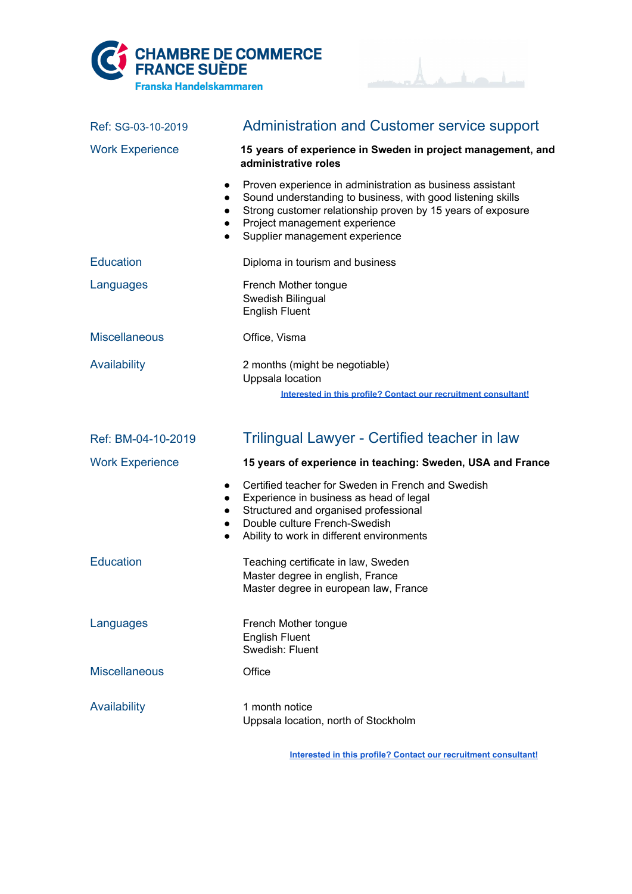CHAMBRE DE COMMERCE FRANCE SUÈDE
Franska Handelskammaren

Ref: SG-03-10-2019

## Administration and Customer service support

**Work Experience**

**15 years of experience in Sweden in project management, and administrative roles**

- Proven experience in administration as business assistant
- Sound understanding to business, with good listening skills
- Strong customer relationship proven by 15 years of exposure
- Project management experience
- Supplier management experience

**Education**

Diploma in tourism and business

**Languages**

French Mother tongue
Swedish Bilingual
English Fluent

**Miscellaneous**

Office, Visma

**Availability**

2 months (might be negotiable)
Uppsala location

**Interested in this profile? Contact our recruitment consultant!**

Ref: BM-04-10-2019

## Trilingual Lawyer - Certified teacher in law

**Work Experience**

**15 years of experience in teaching: Sweden, USA and France**

- Certified teacher for Sweden in French and Swedish
- Experience in business as head of legal
- Structured and organised professional
- Double culture French-Swedish
- Ability to work in different environments

**Education**

Teaching certificate in law, Sweden
Master degree in english, France
Master degree in european law, France

**Languages**

French Mother tongue
English Fluent
Swedish: Fluent

**Miscellaneous**

Office

**Availability**

1 month notice
Uppsala location, north of Stockholm

**Interested in this profile? Contact our recruitment consultant!**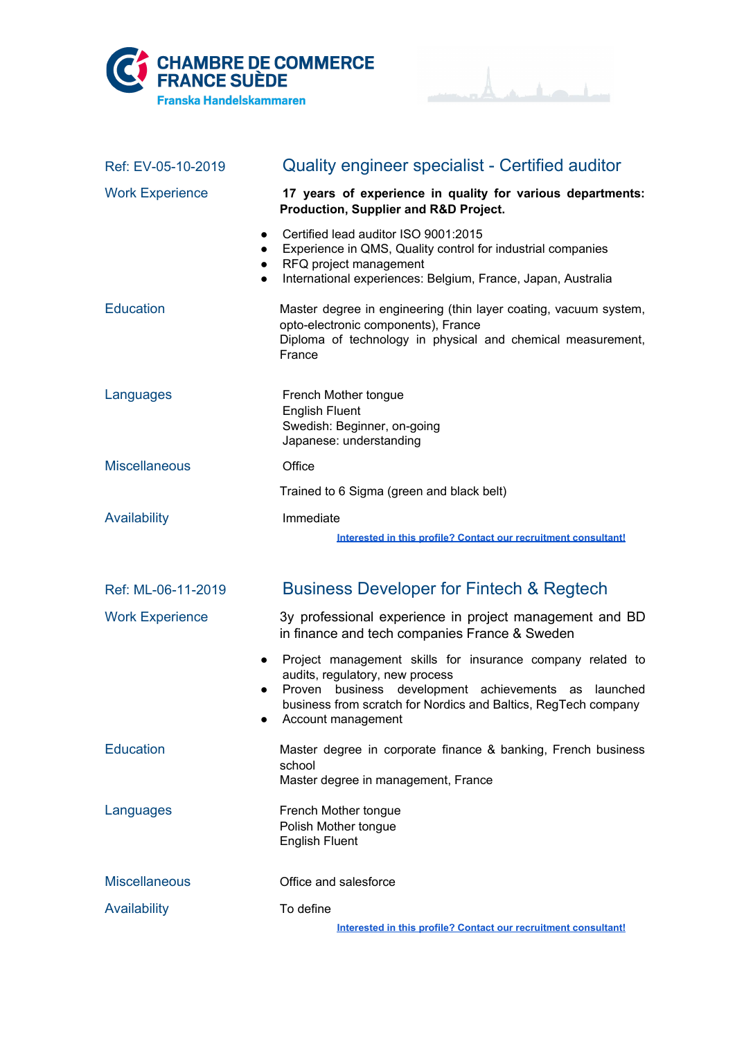CHAMBRE DE COMMERCE FRANCE SUÈDE
Franska Handelskammaren

| | |
|---|---|
| Ref: EV-05-10-2019 | **Quality engineer specialist - Certified auditor** |
| Work Experience | **17 years of experience in quality for various departments: Production, Supplier and R&D Project.**<br>• Certified lead auditor ISO 9001:2015<br>• Experience in QMS, Quality control for industrial companies<br>• RFQ project management<br>• International experiences: Belgium, France, Japan, Australia |
| Education | Master degree in engineering (thin layer coating, vacuum system, opto-electronic components), France<br>Diploma of technology in physical and chemical measurement, France |
| Languages | French Mother tongue<br>English Fluent<br>Swedish: Beginner, on-going<br>Japanese: understanding |
| Miscellaneous | Office<br>Trained to 6 Sigma (green and black belt) |
| Availability | Immediate |

Interested in this profile? Contact our recruitment consultant!

| | |
|---|---|
| Ref: ML-06-11-2019 | **Business Developer for Fintech & Regtech** |
| Work Experience | 3y professional experience in project management and BD in finance and tech companies France & Sweden<br>• Project management skills for insurance company related to audits, regulatory, new process<br>• Proven business development achievements as launched business from scratch for Nordics and Baltics, RegTech company<br>• Account management |
| Education | Master degree in corporate finance & banking, French business school<br>Master degree in management, France |
| Languages | French Mother tongue<br>Polish Mother tongue<br>English Fluent |
| Miscellaneous | Office and salesforce |
| Availability | To define |

Interested in this profile? Contact our recruitment consultant!